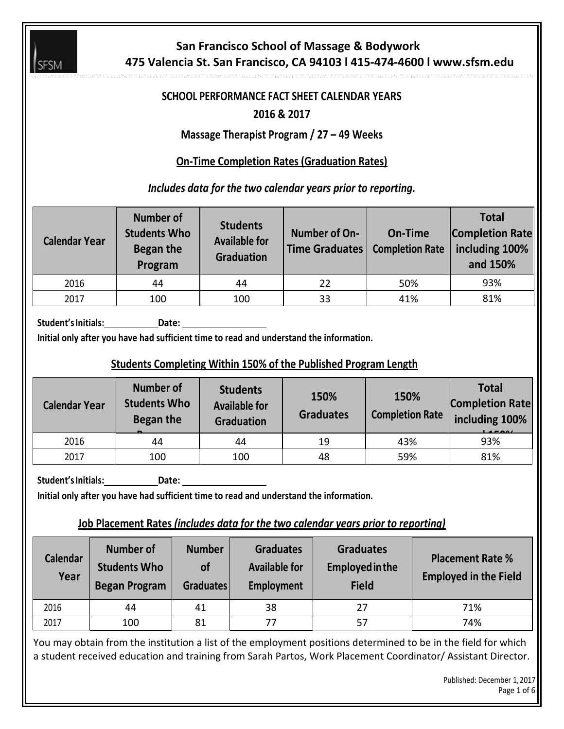# San Francisco School of Massage & Bodywork

**475 Valencia St. San Francisco, CA 94103 l 415-474-4600 l www.sfsm.edu**

## SCHOOL PERFORMANCE FACT SHEET CALENDAR YEARS 2016 & 2017

### Massage Therapist Program / 27 – 49 Weeks

### On-Time Completion Rates (Graduation Rates)

***Includes data for the two calendar years prior to reporting.***

| Calendar Year | Number of Students Who Began the Program | Students Available for Graduation | Number of On-Time Graduates | On-Time Completion Rate | Total Completion Rate including 100% and 150% |
|---|---|---|---|---|---|
| 2016 | 44 | 44 | 22 | 50% | 93% |
| 2017 | 100 | 100 | 33 | 41% | 81% |

**Student's Initials:** \_\_\_\_\_\_\_\_\_\_ **Date:** \_\_\_\_\_\_\_\_\_\_\_\_\_\_\_\_

**Initial only after you have had sufficient time to read and understand the information.**

### Students Completing Within 150% of the Published Program Length

| Calendar Year | Number of Students Who Began the Program | Students Available for Graduation | 150% Graduates | 150% Completion Rate | Total Completion Rate including 100% and 150% |
|---|---|---|---|---|---|
| 2016 | 44 | 44 | 19 | 43% | 93% |
| 2017 | 100 | 100 | 48 | 59% | 81% |

**Student's Initials:** \_\_\_\_\_\_\_\_\_\_ **Date:** \_\_\_\_\_\_\_\_\_\_\_\_\_\_\_\_

**Initial only after you have had sufficient time to read and understand the information.**

### Job Placement Rates *(includes data for the two calendar years prior to reporting)*

| Calendar Year | Number of Students Who Began Program | Number of Graduates | Graduates Available for Employment | Graduates Employed in the Field | Placement Rate % Employed in the Field |
|---|---|---|---|---|---|
| 2016 | 44 | 41 | 38 | 27 | 71% |
| 2017 | 100 | 81 | 77 | 57 | 74% |

You may obtain from the institution a list of the employment positions determined to be in the field for which a student received education and training from Sarah Partos, Work Placement Coordinator/ Assistant Director.

Published: December 1, 2017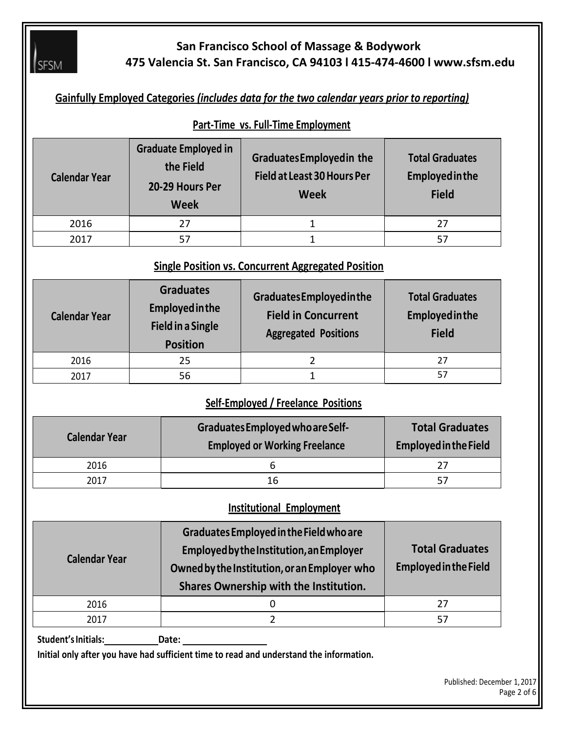**San Francisco School of Massage & Bodywork**
**475 Valencia St. San Francisco, CA 94103 l 415-474-4600 l www.sfsm.edu**

## Gainfully Employed Categories *(includes data for the two calendar years prior to reporting)*

### Part-Time vs. Full-Time Employment

| Calendar Year | Graduate Employed in the Field 20-29 Hours Per Week | Graduates Employed in the Field at Least 30 Hours Per Week | Total Graduates Employed in the Field |
|---|---|---|---|
| 2016 | 27 | 1 | 27 |
| 2017 | 57 | 1 | 57 |

### Single Position vs. Concurrent Aggregated Position

| Calendar Year | Graduates Employed in the Field in a Single Position | Graduates Employed in the Field in Concurrent Aggregated Positions | Total Graduates Employed in the Field |
|---|---|---|---|
| 2016 | 25 | 2 | 27 |
| 2017 | 56 | 1 | 57 |

### Self-Employed / Freelance Positions

| Calendar Year | Graduates Employed who are Self-Employed or Working Freelance | Total Graduates Employed in the Field |
|---|---|---|
| 2016 | 6 | 27 |
| 2017 | 16 | 57 |

### Institutional Employment

| Calendar Year | Graduates Employed in the Field who are Employed by the Institution, an Employer Owned by the Institution, or an Employer who Shares Ownership with the Institution. | Total Graduates Employed in the Field |
|---|---|---|
| 2016 | 0 | 27 |
| 2017 | 2 | 57 |

**Student's Initials:** \_\_\_\_\_\_\_\_\_\_ **Date:** \_\_\_\_\_\_\_\_\_\_\_\_\_\_\_

**Initial only after you have had sufficient time to read and understand the information.**

Published: December 1, 2017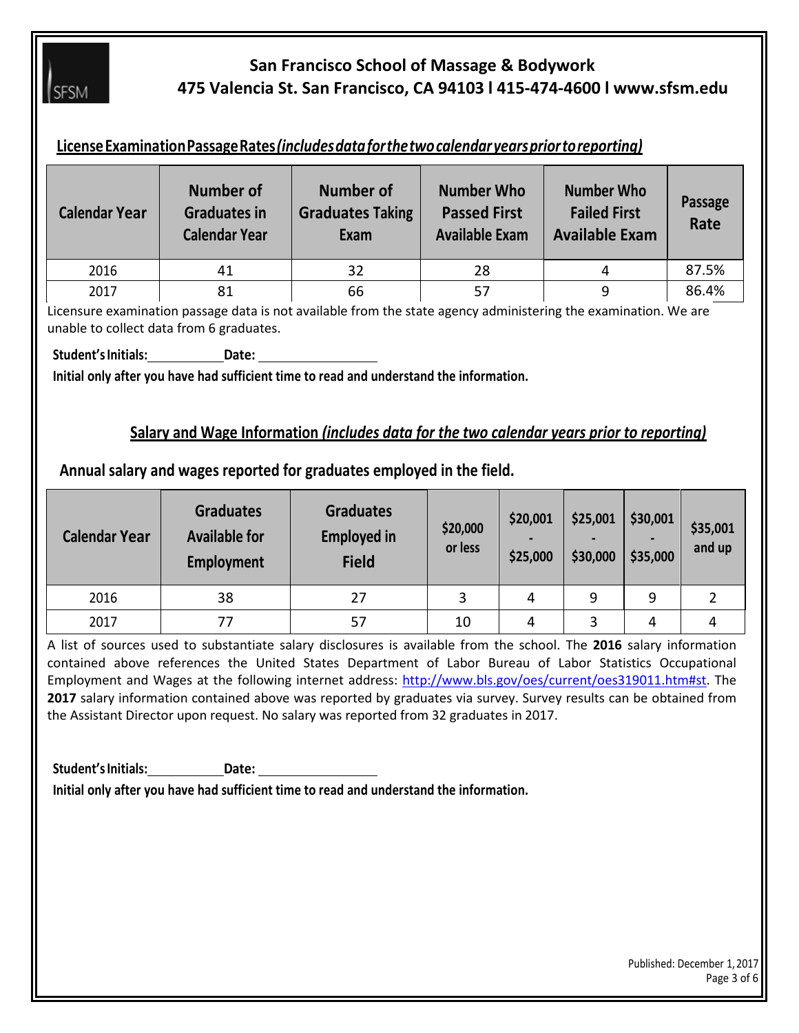# San Francisco School of Massage & Bodywork

**475 Valencia St. San Francisco, CA 94103 l 415-474-4600 l www.sfsm.edu**

## License Examination Passage Rates *(includes data for the two calendar years prior to reporting)*

| Calendar Year | Number of Graduates in Calendar Year | Number of Graduates Taking Exam | Number Who Passed First Available Exam | Number Who Failed First Available Exam | Passage Rate |
|---|---|---|---|---|---|
| 2016 | 41 | 32 | 28 | 4 | 87.5% |
| 2017 | 81 | 66 | 57 | 9 | 86.4% |

Licensure examination passage data is not available from the state agency administering the examination. We are unable to collect data from 6 graduates.

**Student's Initials:** __________ **Date:** ______________

**Initial only after you have had sufficient time to read and understand the information.**

## Salary and Wage Information *(includes data for the two calendar years prior to reporting)*

### Annual salary and wages reported for graduates employed in the field.

| Calendar Year | Graduates Available for Employment | Graduates Employed in Field | $20,000 or less | $20,001 - $25,000 | $25,001 - $30,000 | $30,001 - $35,000 | $35,001 and up |
|---|---|---|---|---|---|---|---|
| 2016 | 38 | 27 | 3 | 4 | 9 | 9 | 2 |
| 2017 | 77 | 57 | 10 | 4 | 3 | 4 | 4 |

A list of sources used to substantiate salary disclosures is available from the school. The **2016** salary information contained above references the United States Department of Labor Bureau of Labor Statistics Occupational Employment and Wages at the following internet address: http://www.bls.gov/oes/current/oes319011.htm#st. The **2017** salary information contained above was reported by graduates via survey. Survey results can be obtained from the Assistant Director upon request. No salary was reported from 32 graduates in 2017.

**Student's Initials:** __________ **Date:** ______________

**Initial only after you have had sufficient time to read and understand the information.**

Published: December 1, 2017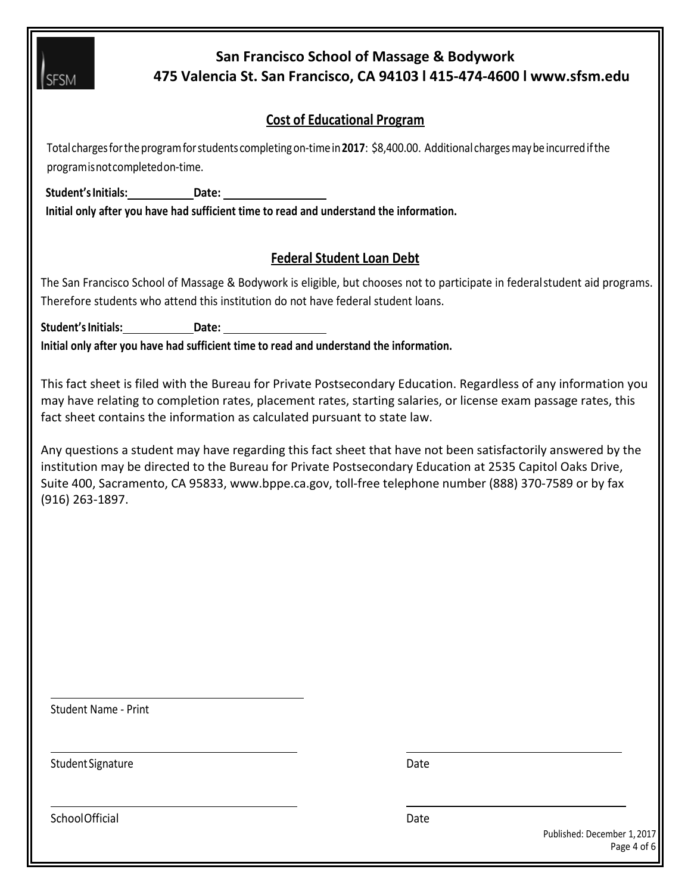San Francisco School of Massage & Bodywork
475 Valencia St. San Francisco, CA 94103 l 415-474-4600 l www.sfsm.edu

## Cost of Educational Program

Total charges for the program for students completing on-time in **2017**: $8,400.00. Additional charges may be incurred if the program is not completed on-time.

**Student's Initials:** ____________ **Date:** ________________

**Initial only after you have had sufficient time to read and understand the information.**

## Federal Student Loan Debt

The San Francisco School of Massage & Bodywork is eligible, but chooses not to participate in federal student aid programs. Therefore students who attend this institution do not have federal student loans.

**Student's Initials:** ____________ **Date:** ________________

**Initial only after you have had sufficient time to read and understand the information.**

This fact sheet is filed with the Bureau for Private Postsecondary Education. Regardless of any information you may have relating to completion rates, placement rates, starting salaries, or license exam passage rates, this fact sheet contains the information as calculated pursuant to state law.

Any questions a student may have regarding this fact sheet that have not been satisfactorily answered by the institution may be directed to the Bureau for Private Postsecondary Education at 2535 Capitol Oaks Drive, Suite 400, Sacramento, CA 95833, www.bppe.ca.gov, toll-free telephone number (888) 370-7589 or by fax (916) 263-1897.

________________________________
Student Name - Print

________________________________ ________________________________
Student Signature Date

________________________________ ________________________________
School Official Date

Published: December 1, 2017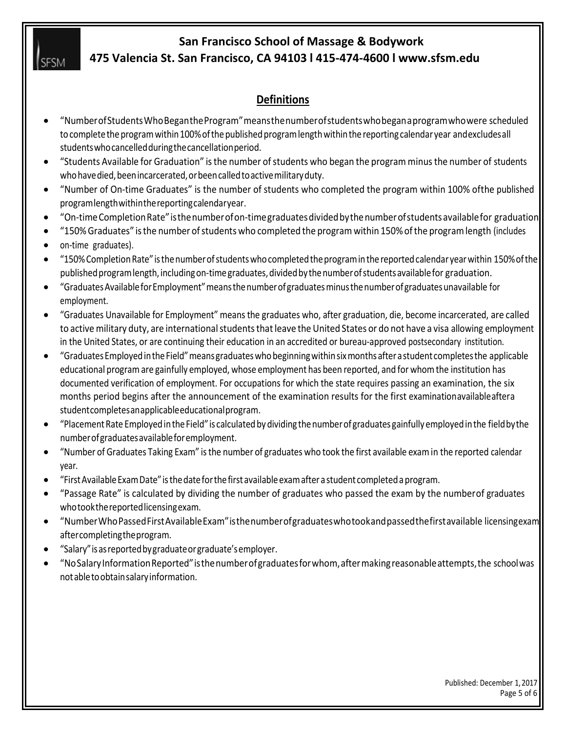# San Francisco School of Massage & Bodywork

**475 Valencia St. San Francisco, CA 94103 l 415-474-4600 l www.sfsm.edu**

## Definitions

- "Number of Students Who Began the Program" means the number of students who began a program who were scheduled to complete the program within 100% of the published program length within the reporting calendar year and excludes all students who cancelled during the cancellation period.
- "Students Available for Graduation" is the number of students who began the program minus the number of students who have died, been incarcerated, or been called to active military duty.
- "Number of On-time Graduates" is the number of students who completed the program within 100% of the published program length within the reporting calendar year.
- "On-time Completion Rate" is the number of on-time graduates divided by the number of students available for graduation
- "150% Graduates" is the number of students who completed the program within 150% of the program length (includes
- on-time graduates).
- "150% Completion Rate" is the number of students who completed the program in the reported calendar year within 150% of the published program length, including on-time graduates, divided by the number of students available for graduation.
- "Graduates Available for Employment" means the number of graduates minus the number of graduates unavailable for employment.
- "Graduates Unavailable for Employment" means the graduates who, after graduation, die, become incarcerated, are called to active military duty, are international students that leave the United States or do not have a visa allowing employment in the United States, or are continuing their education in an accredited or bureau-approved postsecondary institution.
- "Graduates Employed in the Field" means graduates who beginning within six months after a student completes the applicable educational program are gainfully employed, whose employment has been reported, and for whom the institution has documented verification of employment. For occupations for which the state requires passing an examination, the six months period begins after the announcement of the examination results for the first examination available after a student completes an applicable educational program.
- "Placement Rate Employed in the Field" is calculated by dividing the number of graduates gainfully employed in the field by the number of graduates available for employment.
- "Number of Graduates Taking Exam" is the number of graduates who took the first available exam in the reported calendar year.
- "First Available Exam Date" is the date for the first available exam after a student completed a program.
- "Passage Rate" is calculated by dividing the number of graduates who passed the exam by the number of graduates who took the reported licensing exam.
- "Number Who Passed First Available Exam" is the number of graduates who took and passed the first available licensing exam after completing the program.
- "Salary" is as reported by graduate or graduate's employer.
- "No Salary Information Reported" is the number of graduates for whom, after making reasonable attempts, the school was not able to obtain salary information.

Published: December 1, 2017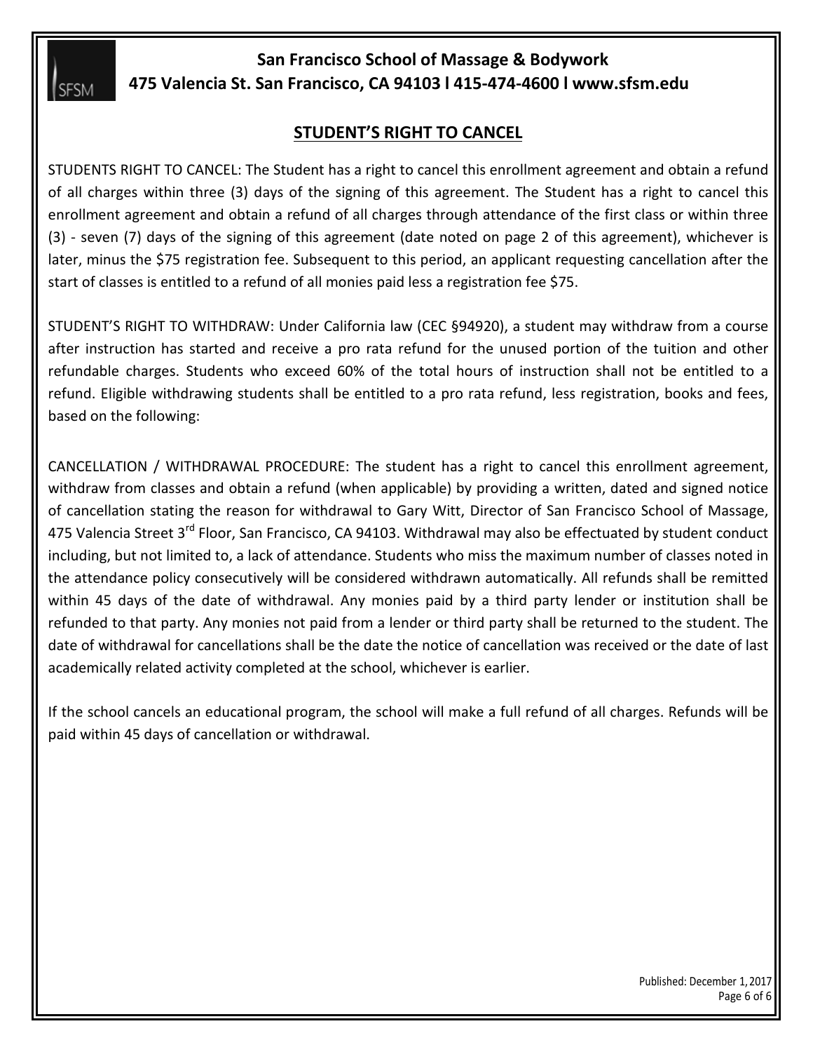San Francisco School of Massage & Bodywork
475 Valencia St. San Francisco, CA 94103 l 415-474-4600 l www.sfsm.edu

## STUDENT'S RIGHT TO CANCEL

STUDENTS RIGHT TO CANCEL: The Student has a right to cancel this enrollment agreement and obtain a refund of all charges within three (3) days of the signing of this agreement. The Student has a right to cancel this enrollment agreement and obtain a refund of all charges through attendance of the first class or within three (3) - seven (7) days of the signing of this agreement (date noted on page 2 of this agreement), whichever is later, minus the $75 registration fee. Subsequent to this period, an applicant requesting cancellation after the start of classes is entitled to a refund of all monies paid less a registration fee $75.

STUDENT'S RIGHT TO WITHDRAW: Under California law (CEC §94920), a student may withdraw from a course after instruction has started and receive a pro rata refund for the unused portion of the tuition and other refundable charges. Students who exceed 60% of the total hours of instruction shall not be entitled to a refund. Eligible withdrawing students shall be entitled to a pro rata refund, less registration, books and fees, based on the following:

CANCELLATION / WITHDRAWAL PROCEDURE: The student has a right to cancel this enrollment agreement, withdraw from classes and obtain a refund (when applicable) by providing a written, dated and signed notice of cancellation stating the reason for withdrawal to Gary Witt, Director of San Francisco School of Massage, 475 Valencia Street 3rd Floor, San Francisco, CA 94103. Withdrawal may also be effectuated by student conduct including, but not limited to, a lack of attendance. Students who miss the maximum number of classes noted in the attendance policy consecutively will be considered withdrawn automatically. All refunds shall be remitted within 45 days of the date of withdrawal. Any monies paid by a third party lender or institution shall be refunded to that party. Any monies not paid from a lender or third party shall be returned to the student. The date of withdrawal for cancellations shall be the date the notice of cancellation was received or the date of last academically related activity completed at the school, whichever is earlier.

If the school cancels an educational program, the school will make a full refund of all charges. Refunds will be paid within 45 days of cancellation or withdrawal.

Published: December 1, 2017